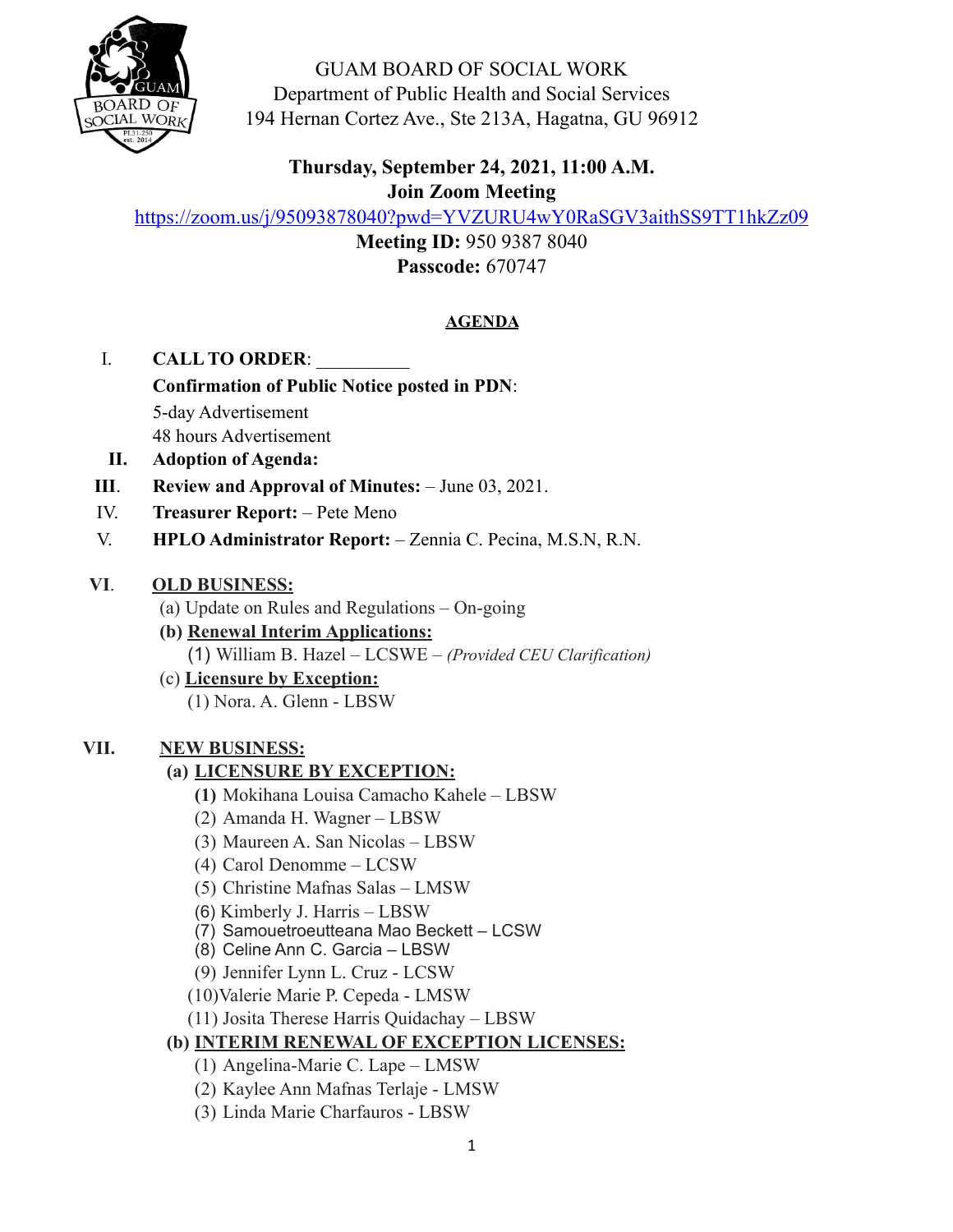GUAM BOARD OF SOCIAL WORK
Department of Public Health and Social Services
194 Hernan Cortez Ave., Ste 213A, Hagatna, GU 96912

**Thursday, September 24, 2021, 11:00 A.M.**
**Join Zoom Meeting**
https://zoom.us/j/95093878040?pwd=YVZURU4wY0RaSGV3aithSS9TT1hkZz09
**Meeting ID:** 950 9387 8040
**Passcode:** 670747

## AGENDA

I. **CALL TO ORDER**: __________

**Confirmation of Public Notice posted in PDN**:
5-day Advertisement
48 hours Advertisement

**II. Adoption of Agenda:**

**III. Review and Approval of Minutes:** – June 03, 2021.

IV. **Treasurer Report:** – Pete Meno

V. **HPLO Administrator Report:** – Zennia C. Pecina, M.S.N, R.N.

**VI. OLD BUSINESS:**

(a) Update on Rules and Regulations – On-going

**(b) Renewal Interim Applications:**
(1) William B. Hazel – LCSWE – *(Provided CEU Clarification)*

(c) **Licensure by Exception:**
(1) Nora. A. Glenn - LBSW

**VII. NEW BUSINESS:**

**(a) LICENSURE BY EXCEPTION:**
**(1)** Mokihana Louisa Camacho Kahele – LBSW
(2) Amanda H. Wagner – LBSW
(3) Maureen A. San Nicolas – LBSW
(4) Carol Denomme – LCSW
(5) Christine Mafnas Salas – LMSW
(6) Kimberly J. Harris – LBSW
(7) Samouetroeutteana Mao Beckett – LCSW
(8) Celine Ann C. Garcia – LBSW
(9) Jennifer Lynn L. Cruz - LCSW
(10)Valerie Marie P. Cepeda - LMSW
(11) Josita Therese Harris Quidachay – LBSW

**(b) INTERIM RENEWAL OF EXCEPTION LICENSES:**
(1) Angelina-Marie C. Lape – LMSW
(2) Kaylee Ann Mafnas Terlaje - LMSW
(3) Linda Marie Charfauros - LBSW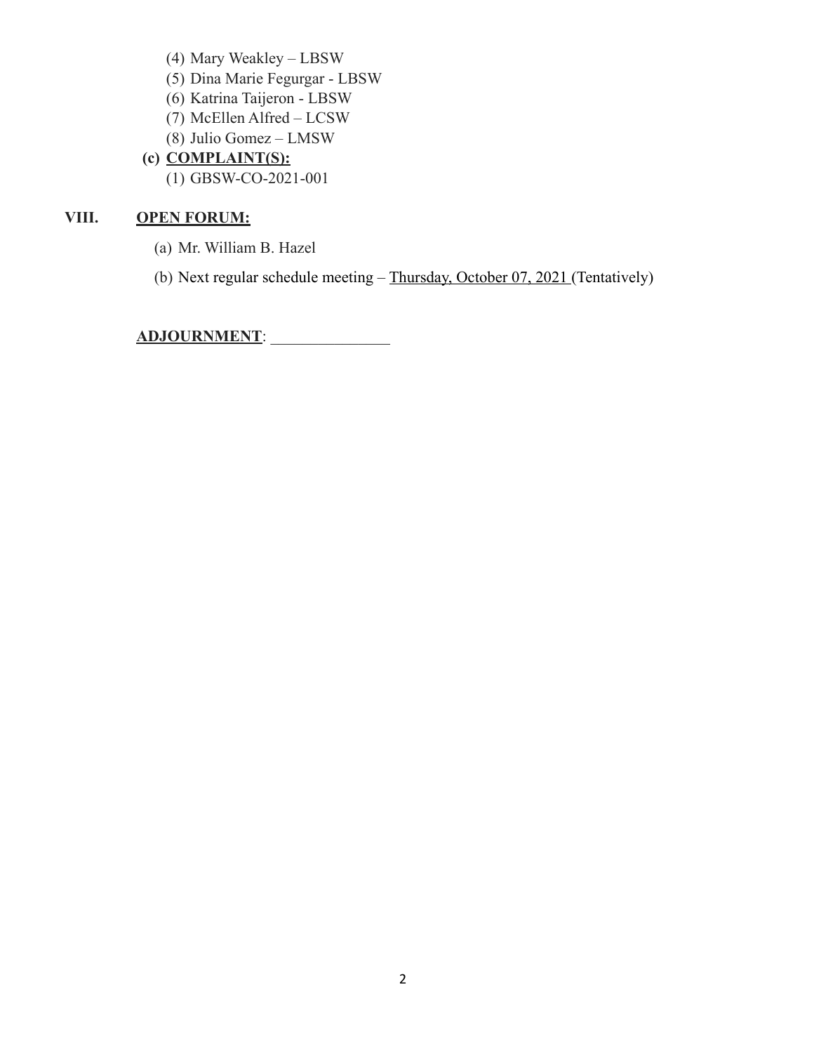(4) Mary Weakley – LBSW
(5) Dina Marie Fegurgar - LBSW
(6) Katrina Taijeron - LBSW
(7) McEllen Alfred – LCSW
(8) Julio Gomez – LMSW

**(c) <u>COMPLAINT(S):</u>**

(1) GBSW-CO-2021-001

## VIII. <u>OPEN FORUM:</u>

(a) Mr. William B. Hazel

(b) Next regular schedule meeting – <u>Thursday, October 07, 2021</u> (Tentatively)

**<u>ADJOURNMENT</u>**: _______________